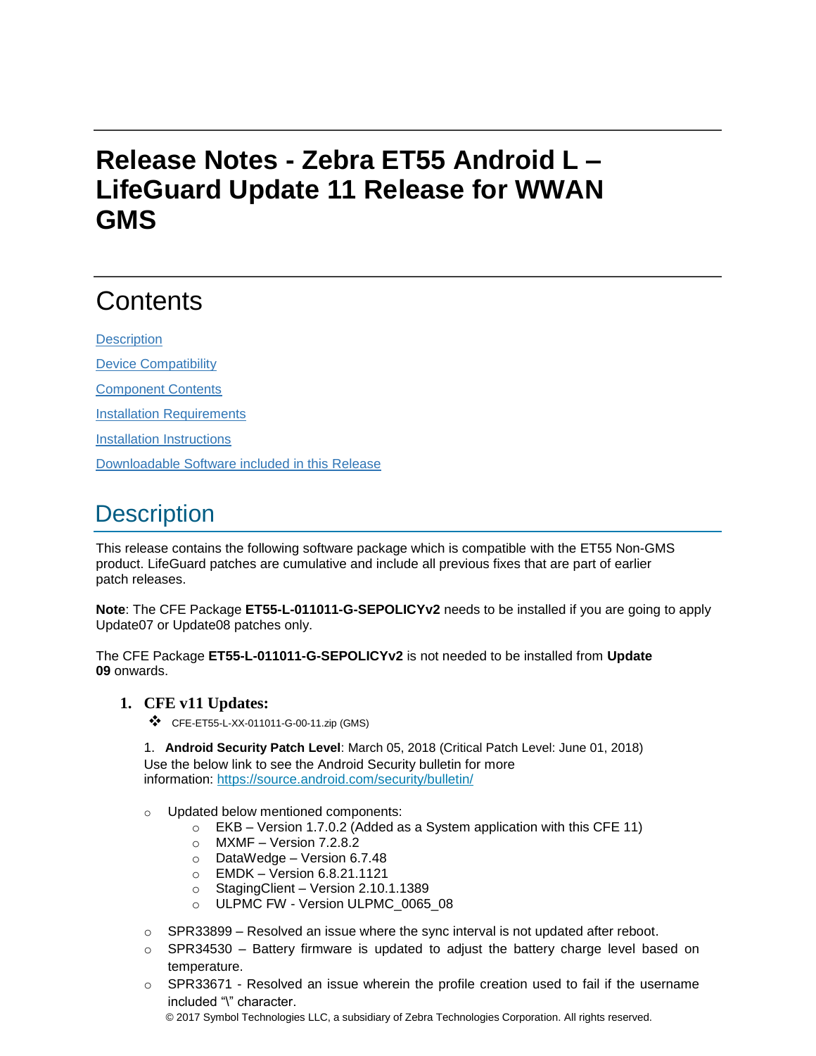# Release Notes - Zebra ET55 Android L – LifeGuard Update 11 Release for WWAN GMS

## Contents

[Description](#description)

[Device Compatibility](#device-compatibility)

[Component Contents](#component-contents)

[Installation Requirements](#installation-requirements)

[Installation Instructions](#installation-instructions)

[Downloadable Software included in this Release](#downloadable-software-included-in-this-release)

## Description

This release contains the following software package which is compatible with the ET55 Non-GMS product. LifeGuard patches are cumulative and include all previous fixes that are part of earlier patch releases.

**Note**: The CFE Package **ET55-L-011011-G-SEPOLICYv2** needs to be installed if you are going to apply Update07 or Update08 patches only.

The CFE Package **ET55-L-011011-G-SEPOLICYv2** is not needed to be installed from **Update 09** onwards.

### 1. CFE v11 Updates:

- CFE-ET55-L-XX-011011-G-00-11.zip (GMS)

1. **Android Security Patch Level**: March 05, 2018 (Critical Patch Level: June 01, 2018)
Use the below link to see the Android Security bulletin for more information: [https://source.android.com/security/bulletin/](https://source.android.com/security/bulletin/)

- Updated below mentioned components:
  - EKB – Version 1.7.0.2 (Added as a System application with this CFE 11)
  - MXMF – Version 7.2.8.2
  - DataWedge – Version 6.7.48
  - EMDK – Version 6.8.21.1121
  - StagingClient – Version 2.10.1.1389
  - ULPMC FW - Version ULPMC_0065_08
- SPR33899 – Resolved an issue where the sync interval is not updated after reboot.
- SPR34530 – Battery firmware is updated to adjust the battery charge level based on temperature.
- SPR33671 - Resolved an issue wherein the profile creation used to fail if the username included "\" character.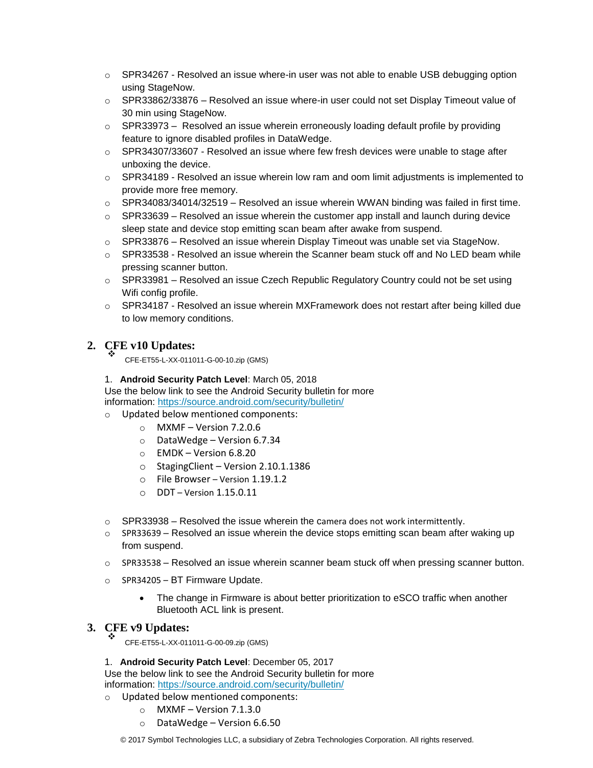- SPR34267 - Resolved an issue where-in user was not able to enable USB debugging option using StageNow.
- SPR33862/33876 – Resolved an issue where-in user could not set Display Timeout value of 30 min using StageNow.
- SPR33973 – Resolved an issue wherein erroneously loading default profile by providing feature to ignore disabled profiles in DataWedge.
- SPR34307/33607 - Resolved an issue where few fresh devices were unable to stage after unboxing the device.
- SPR34189 - Resolved an issue wherein low ram and oom limit adjustments is implemented to provide more free memory.
- SPR34083/34014/32519 – Resolved an issue wherein WWAN binding was failed in first time.
- SPR33639 – Resolved an issue wherein the customer app install and launch during device sleep state and device stop emitting scan beam after awake from suspend.
- SPR33876 – Resolved an issue wherein Display Timeout was unable set via StageNow.
- SPR33538 - Resolved an issue wherein the Scanner beam stuck off and No LED beam while pressing scanner button.
- SPR33981 – Resolved an issue Czech Republic Regulatory Country could not be set using Wifi config profile.
- SPR34187 - Resolved an issue wherein MXFramework does not restart after being killed due to low memory conditions.

## 2. CFE v10 Updates:

- CFE-ET55-L-XX-011011-G-00-10.zip (GMS)

1. **Android Security Patch Level**: March 05, 2018
Use the below link to see the Android Security bulletin for more information: https://source.android.com/security/bulletin/

- Updated below mentioned components:
  - MXMF – Version 7.2.0.6
  - DataWedge – Version 6.7.34
  - EMDK – Version 6.8.20
  - StagingClient – Version 2.10.1.1386
  - File Browser – Version 1.19.1.2
  - DDT – Version 1.15.0.11

- SPR33938 – Resolved the issue wherein the camera does not work intermittently.
- SPR33639 – Resolved an issue wherein the device stops emitting scan beam after waking up from suspend.
- SPR33538 – Resolved an issue wherein scanner beam stuck off when pressing scanner button.
- SPR34205 – BT Firmware Update.
  - The change in Firmware is about better prioritization to eSCO traffic when another Bluetooth ACL link is present.

## 3. CFE v9 Updates:

- CFE-ET55-L-XX-011011-G-00-09.zip (GMS)

1. **Android Security Patch Level**: December 05, 2017
Use the below link to see the Android Security bulletin for more information: https://source.android.com/security/bulletin/

- Updated below mentioned components:
  - MXMF – Version 7.1.3.0
  - DataWedge – Version 6.6.50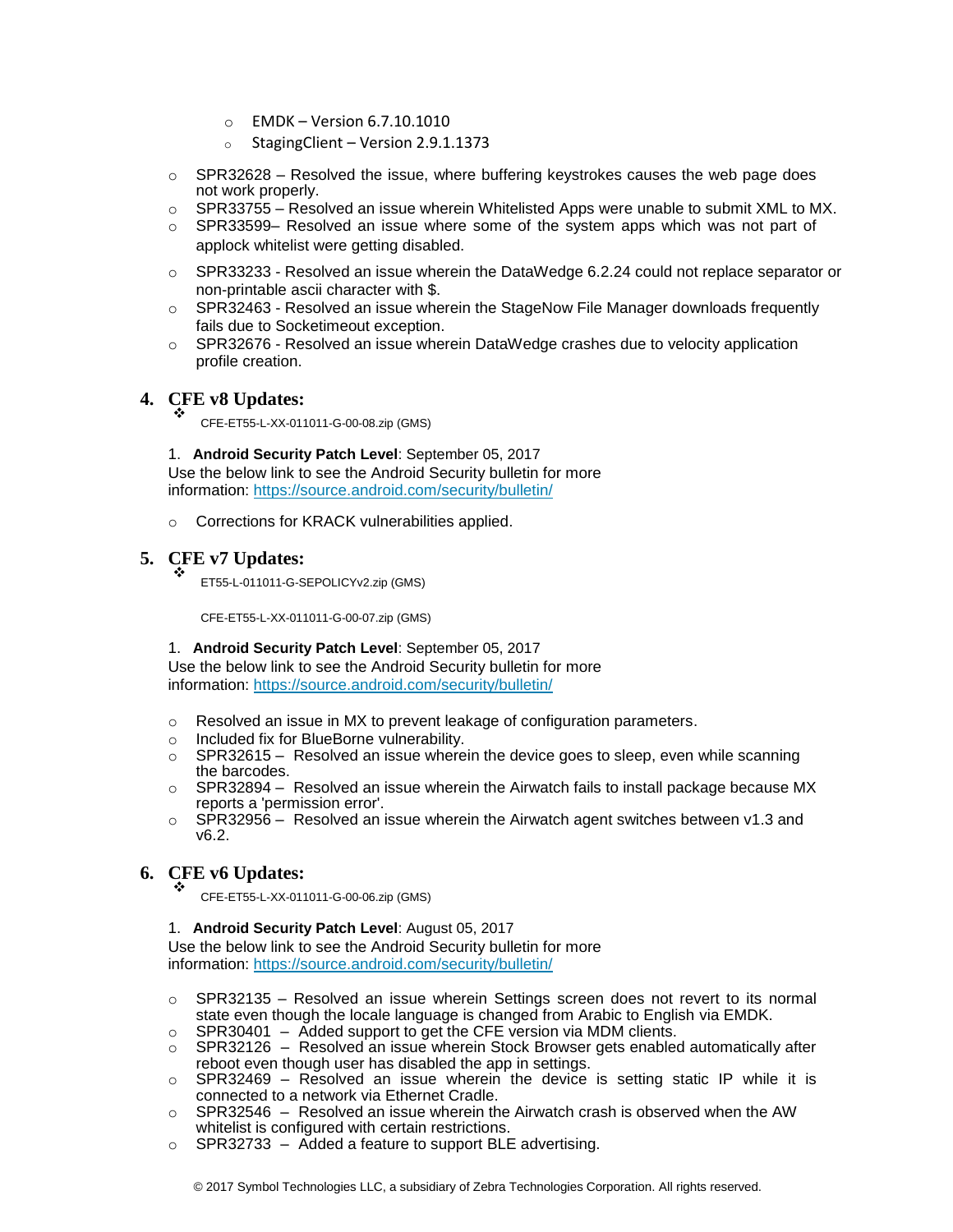- EMDK – Version 6.7.10.1010
  - StagingClient – Version 2.9.1.1373

- SPR32628 – Resolved the issue, where buffering keystrokes causes the web page does not work properly.
- SPR33755 – Resolved an issue wherein Whitelisted Apps were unable to submit XML to MX.
- SPR33599– Resolved an issue where some of the system apps which was not part of applock whitelist were getting disabled.
- SPR33233 - Resolved an issue wherein the DataWedge 6.2.24 could not replace separator or non-printable ascii character with $.
- SPR32463 - Resolved an issue wherein the StageNow File Manager downloads frequently fails due to Sockettimeout exception.
- SPR32676 - Resolved an issue wherein DataWedge crashes due to velocity application profile creation.

## 4. CFE v8 Updates:

- CFE-ET55-L-XX-011011-G-00-08.zip (GMS)

1. **Android Security Patch Level**: September 05, 2017

Use the below link to see the Android Security bulletin for more information: https://source.android.com/security/bulletin/

- Corrections for KRACK vulnerabilities applied.

## 5. CFE v7 Updates:

- ET55-L-011011-G-SEPOLICYv2.zip (GMS)

  CFE-ET55-L-XX-011011-G-00-07.zip (GMS)

1. **Android Security Patch Level**: September 05, 2017

Use the below link to see the Android Security bulletin for more information: https://source.android.com/security/bulletin/

- Resolved an issue in MX to prevent leakage of configuration parameters.
- Included fix for BlueBorne vulnerability.
- SPR32615 – Resolved an issue wherein the device goes to sleep, even while scanning the barcodes.
- SPR32894 – Resolved an issue wherein the Airwatch fails to install package because MX reports a 'permission error'.
- SPR32956 – Resolved an issue wherein the Airwatch agent switches between v1.3 and v6.2.

## 6. CFE v6 Updates:

- CFE-ET55-L-XX-011011-G-00-06.zip (GMS)

1. **Android Security Patch Level**: August 05, 2017

Use the below link to see the Android Security bulletin for more information: https://source.android.com/security/bulletin/

- SPR32135 – Resolved an issue wherein Settings screen does not revert to its normal state even though the locale language is changed from Arabic to English via EMDK.
- SPR30401 – Added support to get the CFE version via MDM clients.
- SPR32126 – Resolved an issue wherein Stock Browser gets enabled automatically after reboot even though user has disabled the app in settings.
- SPR32469 – Resolved an issue wherein the device is setting static IP while it is connected to a network via Ethernet Cradle.
- SPR32546 – Resolved an issue wherein the Airwatch crash is observed when the AW whitelist is configured with certain restrictions.
- SPR32733 – Added a feature to support BLE advertising.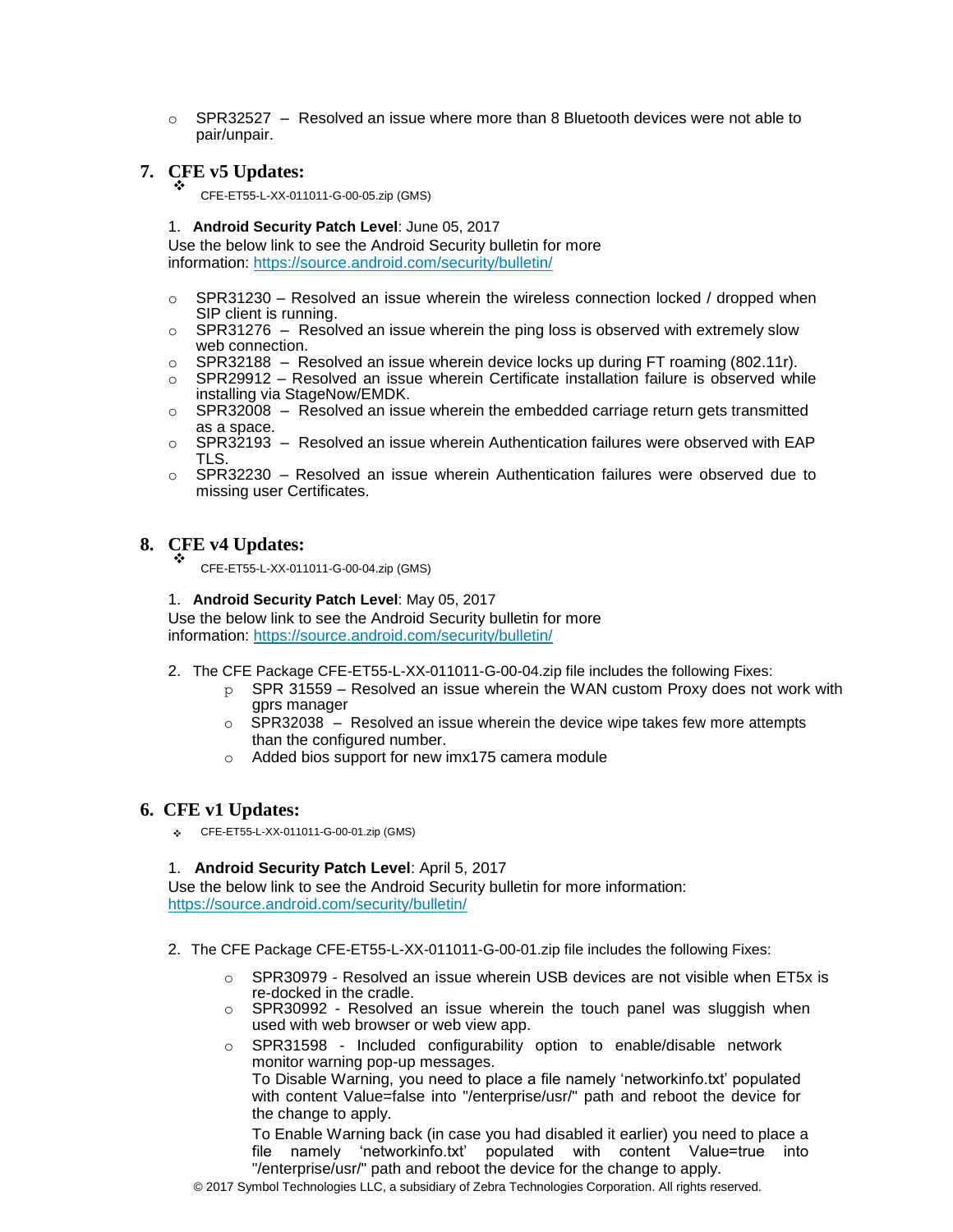- SPR32527 – Resolved an issue where more than 8 Bluetooth devices were not able to pair/unpair.

## 7. CFE v5 Updates:

- CFE-ET55-L-XX-011011-G-00-05.zip (GMS)

1. **Android Security Patch Level**: June 05, 2017
Use the below link to see the Android Security bulletin for more information: https://source.android.com/security/bulletin/

- SPR31230 – Resolved an issue wherein the wireless connection locked / dropped when SIP client is running.
- SPR31276 – Resolved an issue wherein the ping loss is observed with extremely slow web connection.
- SPR32188 – Resolved an issue wherein device locks up during FT roaming (802.11r).
- SPR29912 – Resolved an issue wherein Certificate installation failure is observed while installing via StageNow/EMDK.
- SPR32008 – Resolved an issue wherein the embedded carriage return gets transmitted as a space.
- SPR32193 – Resolved an issue wherein Authentication failures were observed with EAP TLS.
- SPR32230 – Resolved an issue wherein Authentication failures were observed due to missing user Certificates.

## 8. CFE v4 Updates:

- CFE-ET55-L-XX-011011-G-00-04.zip (GMS)

1. **Android Security Patch Level**: May 05, 2017
Use the below link to see the Android Security bulletin for more information: https://source.android.com/security/bulletin/

2. The CFE Package CFE-ET55-L-XX-011011-G-00-04.zip file includes the following Fixes:
   - SPR 31559 – Resolved an issue wherein the WAN custom Proxy does not work with gprs manager
   - SPR32038 – Resolved an issue wherein the device wipe takes few more attempts than the configured number.
   - Added bios support for new imx175 camera module

## 6. CFE v1 Updates:

- CFE-ET55-L-XX-011011-G-00-01.zip (GMS)

1. **Android Security Patch Level**: April 5, 2017
Use the below link to see the Android Security bulletin for more information: https://source.android.com/security/bulletin/

2. The CFE Package CFE-ET55-L-XX-011011-G-00-01.zip file includes the following Fixes:
   - SPR30979 - Resolved an issue wherein USB devices are not visible when ET5x is re-docked in the cradle.
   - SPR30992 - Resolved an issue wherein the touch panel was sluggish when used with web browser or web view app.
   - SPR31598 - Included configurability option to enable/disable network monitor warning pop-up messages.
     To Disable Warning, you need to place a file namely 'networkinfo.txt' populated with content Value=false into "/enterprise/usr/" path and reboot the device for the change to apply.
     To Enable Warning back (in case you had disabled it earlier) you need to place a file namely 'networkinfo.txt' populated with content Value=true into "/enterprise/usr/" path and reboot the device for the change to apply.

© 2017 Symbol Technologies LLC, a subsidiary of Zebra Technologies Corporation. All rights reserved.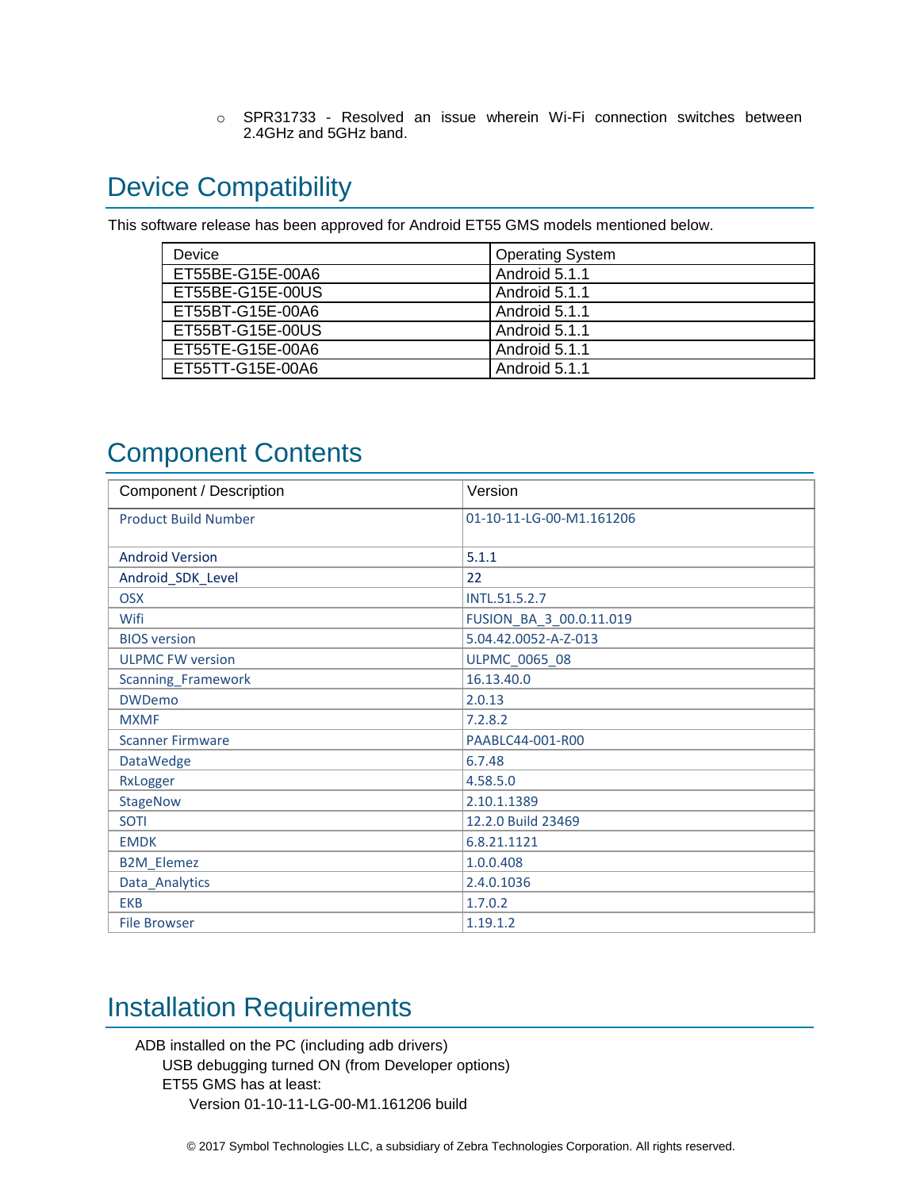- SPR31733 - Resolved an issue wherein Wi-Fi connection switches between 2.4GHz and 5GHz band.

# Device Compatibility

This software release has been approved for Android ET55 GMS models mentioned below.

| Device | Operating System |
|---|---|
| ET55BE-G15E-00A6 | Android 5.1.1 |
| ET55BE-G15E-00US | Android 5.1.1 |
| ET55BT-G15E-00A6 | Android 5.1.1 |
| ET55BT-G15E-00US | Android 5.1.1 |
| ET55TE-G15E-00A6 | Android 5.1.1 |
| ET55TT-G15E-00A6 | Android 5.1.1 |

# Component Contents

| Component / Description | Version |
|---|---|
| Product Build Number | 01-10-11-LG-00-M1.161206 |
| Android Version | 5.1.1 |
| Android_SDK_Level | 22 |
| OSX | INTL.51.5.2.7 |
| Wifi | FUSION_BA_3_00.0.11.019 |
| BIOS version | 5.04.42.0052-A-Z-013 |
| ULPMC FW version | ULPMC_0065_08 |
| Scanning_Framework | 16.13.40.0 |
| DWDemo | 2.0.13 |
| MXMF | 7.2.8.2 |
| Scanner Firmware | PAABLC44-001-R00 |
| DataWedge | 6.7.48 |
| RxLogger | 4.58.5.0 |
| StageNow | 2.10.1.1389 |
| SOTI | 12.2.0 Build 23469 |
| EMDK | 6.8.21.1121 |
| B2M_Elemez | 1.0.0.408 |
| Data_Analytics | 2.4.0.1036 |
| EKB | 1.7.0.2 |
| File Browser | 1.19.1.2 |

# Installation Requirements

- ADB installed on the PC (including adb drivers)
  - USB debugging turned ON (from Developer options)
  - ET55 GMS has at least:
    - Version 01-10-11-LG-00-M1.161206 build

© 2017 Symbol Technologies LLC, a subsidiary of Zebra Technologies Corporation. All rights reserved.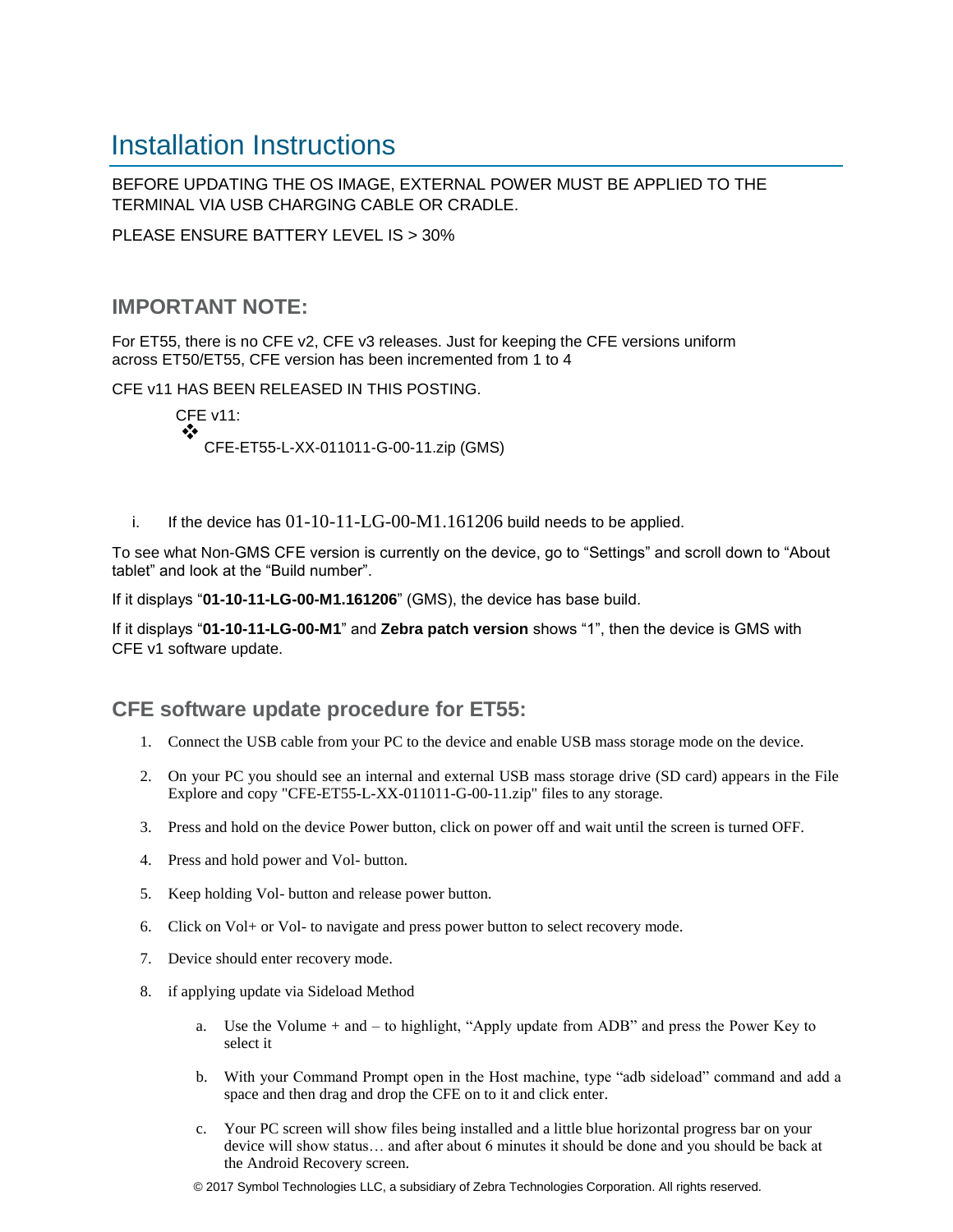# Installation Instructions

BEFORE UPDATING THE OS IMAGE, EXTERNAL POWER MUST BE APPLIED TO THE TERMINAL VIA USB CHARGING CABLE OR CRADLE.

PLEASE ENSURE BATTERY LEVEL IS > 30%

## IMPORTANT NOTE:

For ET55, there is no CFE v2, CFE v3 releases. Just for keeping the CFE versions uniform across ET50/ET55, CFE version has been incremented from 1 to 4

CFE v11 HAS BEEN RELEASED IN THIS POSTING.

CFE v11:

- CFE-ET55-L-XX-011011-G-00-11.zip (GMS)

i. If the device has 01-10-11-LG-00-M1.161206 build needs to be applied.

To see what Non-GMS CFE version is currently on the device, go to "Settings" and scroll down to "About tablet" and look at the "Build number".

If it displays "**01-10-11-LG-00-M1.161206**" (GMS), the device has base build.

If it displays "**01-10-11-LG-00-M1**" and **Zebra patch version** shows "1", then the device is GMS with CFE v1 software update.

## CFE software update procedure for ET55:

1. Connect the USB cable from your PC to the device and enable USB mass storage mode on the device.
2. On your PC you should see an internal and external USB mass storage drive (SD card) appears in the File Explore and copy "CFE-ET55-L-XX-011011-G-00-11.zip" files to any storage.
3. Press and hold on the device Power button, click on power off and wait until the screen is turned OFF.
4. Press and hold power and Vol- button.
5. Keep holding Vol- button and release power button.
6. Click on Vol+ or Vol- to navigate and press power button to select recovery mode.
7. Device should enter recovery mode.
8. if applying update via Sideload Method
    a. Use the Volume + and – to highlight, "Apply update from ADB" and press the Power Key to select it
    b. With your Command Prompt open in the Host machine, type "adb sideload" command and add a space and then drag and drop the CFE on to it and click enter.
    c. Your PC screen will show files being installed and a little blue horizontal progress bar on your device will show status… and after about 6 minutes it should be done and you should be back at the Android Recovery screen.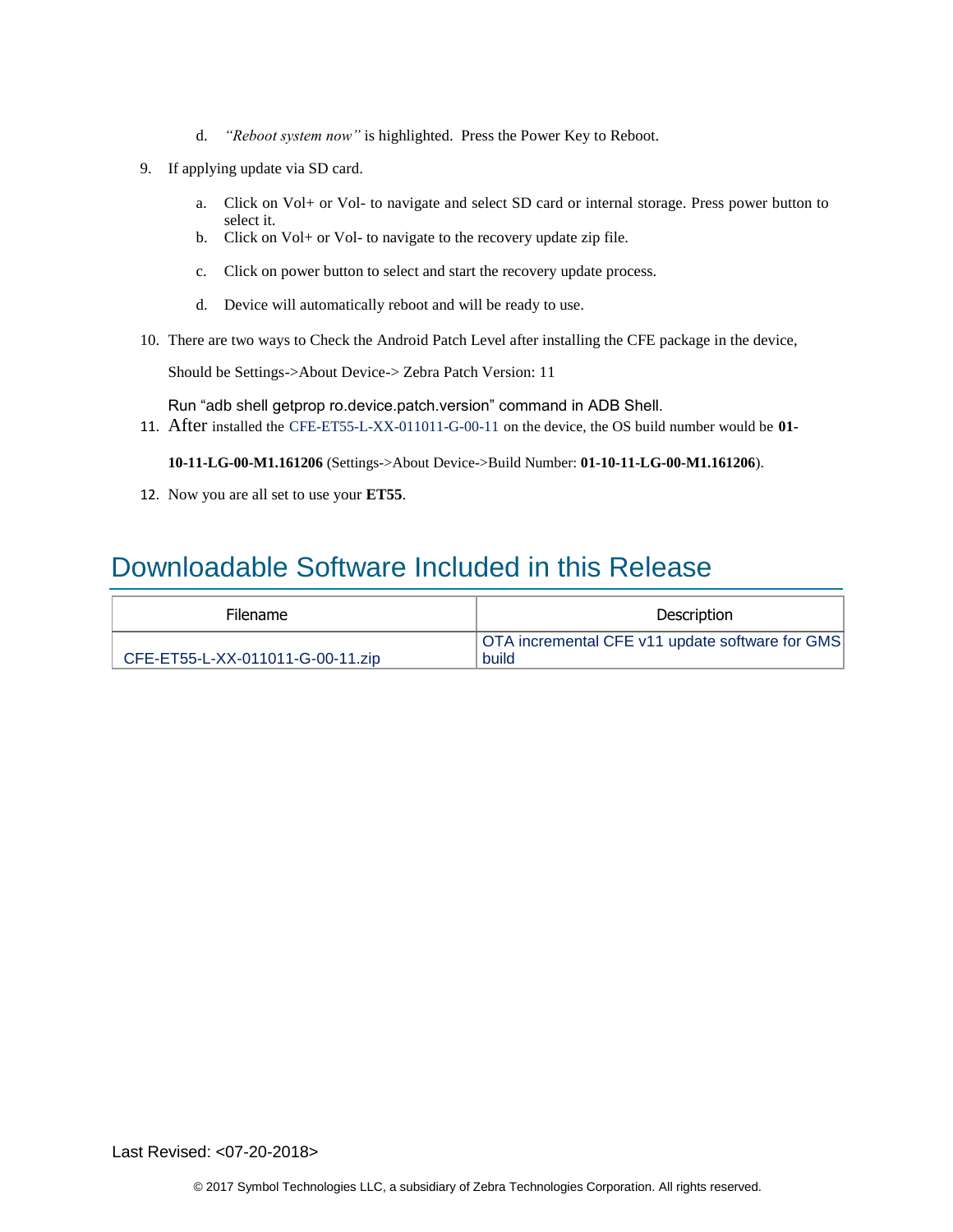d. *"Reboot system now"* is highlighted. Press the Power Key to Reboot.

9. If applying update via SD card.

   a. Click on Vol+ or Vol- to navigate and select SD card or internal storage. Press power button to select it.
   b. Click on Vol+ or Vol- to navigate to the recovery update zip file.
   c. Click on power button to select and start the recovery update process.
   d. Device will automatically reboot and will be ready to use.

10. There are two ways to Check the Android Patch Level after installing the CFE package in the device,

    Should be Settings->About Device-> Zebra Patch Version: 11

    Run "adb shell getprop ro.device.patch.version" command in ADB Shell.

11. After installed the CFE-ET55-L-XX-011011-G-00-11 on the device, the OS build number would be **01-10-11-LG-00-M1.161206** (Settings->About Device->Build Number: **01-10-11-LG-00-M1.161206**).

12. Now you are all set to use your **ET55**.

## Downloadable Software Included in this Release

| Filename | Description |
| --- | --- |
| CFE-ET55-L-XX-011011-G-00-11.zip | OTA incremental CFE v11 update software for GMS build |

Last Revised: <07-20-2018>

© 2017 Symbol Technologies LLC, a subsidiary of Zebra Technologies Corporation. All rights reserved.